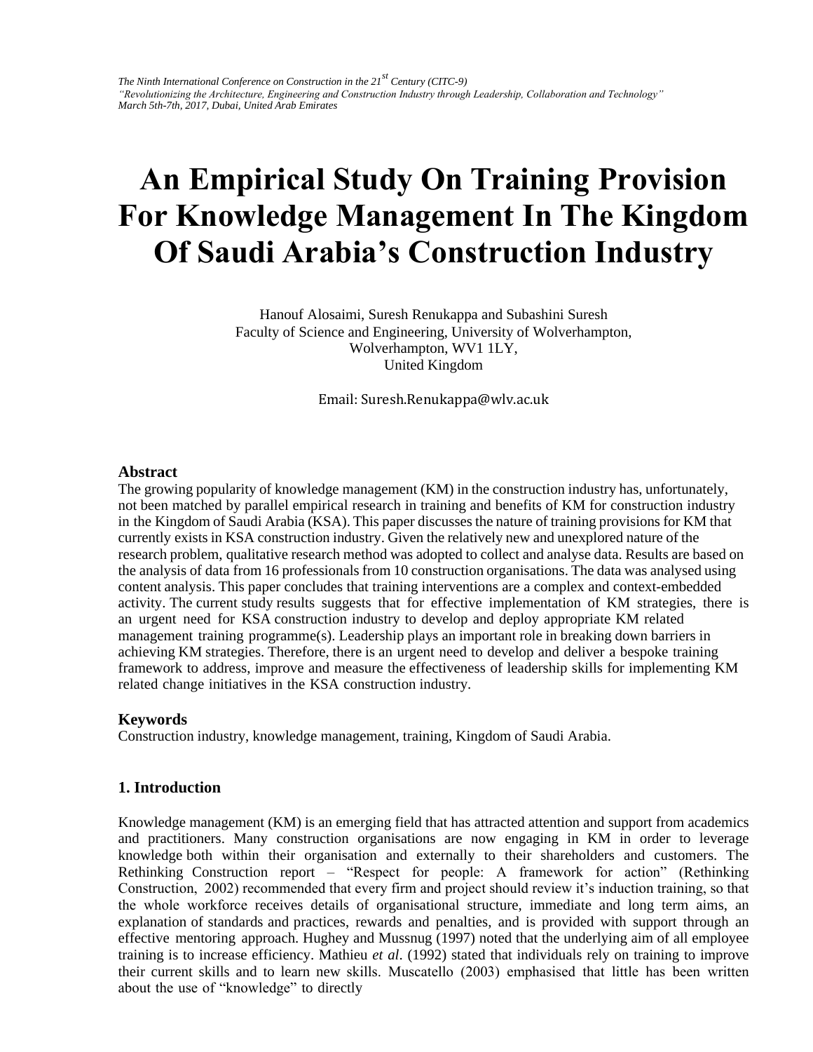# An Empirical Study On Training Provision For Knowledge Management In The Kingdom Of Saudi Arabia's Construction Industry

Hanouf Alosaimi, Suresh Renukappa and Subashini Suresh
Faculty of Science and Engineering, University of Wolverhampton,
Wolverhampton, WV1 1LY,
United Kingdom

Email: Suresh.Renukappa@wlv.ac.uk

## Abstract

The growing popularity of knowledge management (KM) in the construction industry has, unfortunately, not been matched by parallel empirical research in training and benefits of KM for construction industry in the Kingdom of Saudi Arabia (KSA). This paper discusses the nature of training provisions for KM that currently exists in KSA construction industry. Given the relatively new and unexplored nature of the research problem, qualitative research method was adopted to collect and analyse data. Results are based on the analysis of data from 16 professionals from 10 construction organisations. The data was analysed using content analysis. This paper concludes that training interventions are a complex and context-embedded activity. The current study results suggests that for effective implementation of KM strategies, there is an urgent need for KSA construction industry to develop and deploy appropriate KM related management training programme(s). Leadership plays an important role in breaking down barriers in achieving KM strategies. Therefore, there is an urgent need to develop and deliver a bespoke training framework to address, improve and measure the effectiveness of leadership skills for implementing KM related change initiatives in the KSA construction industry.

## Keywords

Construction industry, knowledge management, training, Kingdom of Saudi Arabia.

## 1. Introduction

Knowledge management (KM) is an emerging field that has attracted attention and support from academics and practitioners. Many construction organisations are now engaging in KM in order to leverage knowledge both within their organisation and externally to their shareholders and customers. The Rethinking Construction report – "Respect for people: A framework for action" (Rethinking Construction, 2002) recommended that every firm and project should review it's induction training, so that the whole workforce receives details of organisational structure, immediate and long term aims, an explanation of standards and practices, rewards and penalties, and is provided with support through an effective mentoring approach. Hughey and Mussnug (1997) noted that the underlying aim of all employee training is to increase efficiency. Mathieu *et al*. (1992) stated that individuals rely on training to improve their current skills and to learn new skills. Muscatello (2003) emphasised that little has been written about the use of "knowledge" to directly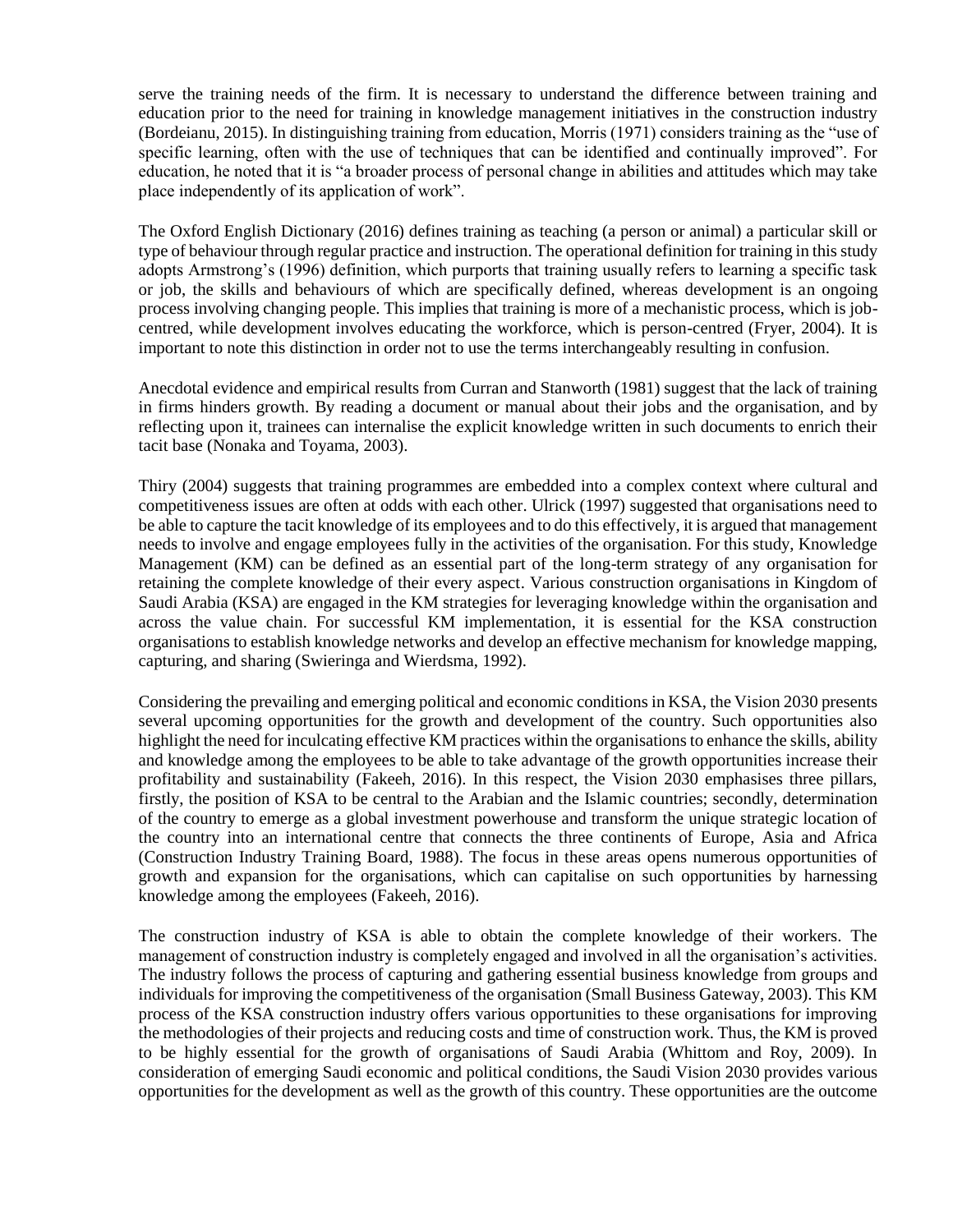serve the training needs of the firm. It is necessary to understand the difference between training and education prior to the need for training in knowledge management initiatives in the construction industry (Bordeianu, 2015). In distinguishing training from education, Morris (1971) considers training as the "use of specific learning, often with the use of techniques that can be identified and continually improved". For education, he noted that it is "a broader process of personal change in abilities and attitudes which may take place independently of its application of work".

The Oxford English Dictionary (2016) defines training as teaching (a person or animal) a particular skill or type of behaviour through regular practice and instruction. The operational definition for training in this study adopts Armstrong's (1996) definition, which purports that training usually refers to learning a specific task or job, the skills and behaviours of which are specifically defined, whereas development is an ongoing process involving changing people. This implies that training is more of a mechanistic process, which is job-centred, while development involves educating the workforce, which is person-centred (Fryer, 2004). It is important to note this distinction in order not to use the terms interchangeably resulting in confusion.

Anecdotal evidence and empirical results from Curran and Stanworth (1981) suggest that the lack of training in firms hinders growth. By reading a document or manual about their jobs and the organisation, and by reflecting upon it, trainees can internalise the explicit knowledge written in such documents to enrich their tacit base (Nonaka and Toyama, 2003).

Thiry (2004) suggests that training programmes are embedded into a complex context where cultural and competitiveness issues are often at odds with each other. Ulrick (1997) suggested that organisations need to be able to capture the tacit knowledge of its employees and to do this effectively, it is argued that management needs to involve and engage employees fully in the activities of the organisation. For this study, Knowledge Management (KM) can be defined as an essential part of the long-term strategy of any organisation for retaining the complete knowledge of their every aspect. Various construction organisations in Kingdom of Saudi Arabia (KSA) are engaged in the KM strategies for leveraging knowledge within the organisation and across the value chain. For successful KM implementation, it is essential for the KSA construction organisations to establish knowledge networks and develop an effective mechanism for knowledge mapping, capturing, and sharing (Swieringa and Wierdsma, 1992).

Considering the prevailing and emerging political and economic conditions in KSA, the Vision 2030 presents several upcoming opportunities for the growth and development of the country. Such opportunities also highlight the need for inculcating effective KM practices within the organisations to enhance the skills, ability and knowledge among the employees to be able to take advantage of the growth opportunities increase their profitability and sustainability (Fakeeh, 2016). In this respect, the Vision 2030 emphasises three pillars, firstly, the position of KSA to be central to the Arabian and the Islamic countries; secondly, determination of the country to emerge as a global investment powerhouse and transform the unique strategic location of the country into an international centre that connects the three continents of Europe, Asia and Africa (Construction Industry Training Board, 1988). The focus in these areas opens numerous opportunities of growth and expansion for the organisations, which can capitalise on such opportunities by harnessing knowledge among the employees (Fakeeh, 2016).

The construction industry of KSA is able to obtain the complete knowledge of their workers. The management of construction industry is completely engaged and involved in all the organisation's activities. The industry follows the process of capturing and gathering essential business knowledge from groups and individuals for improving the competitiveness of the organisation (Small Business Gateway, 2003). This KM process of the KSA construction industry offers various opportunities to these organisations for improving the methodologies of their projects and reducing costs and time of construction work. Thus, the KM is proved to be highly essential for the growth of organisations of Saudi Arabia (Whittom and Roy, 2009). In consideration of emerging Saudi economic and political conditions, the Saudi Vision 2030 provides various opportunities for the development as well as the growth of this country. These opportunities are the outcome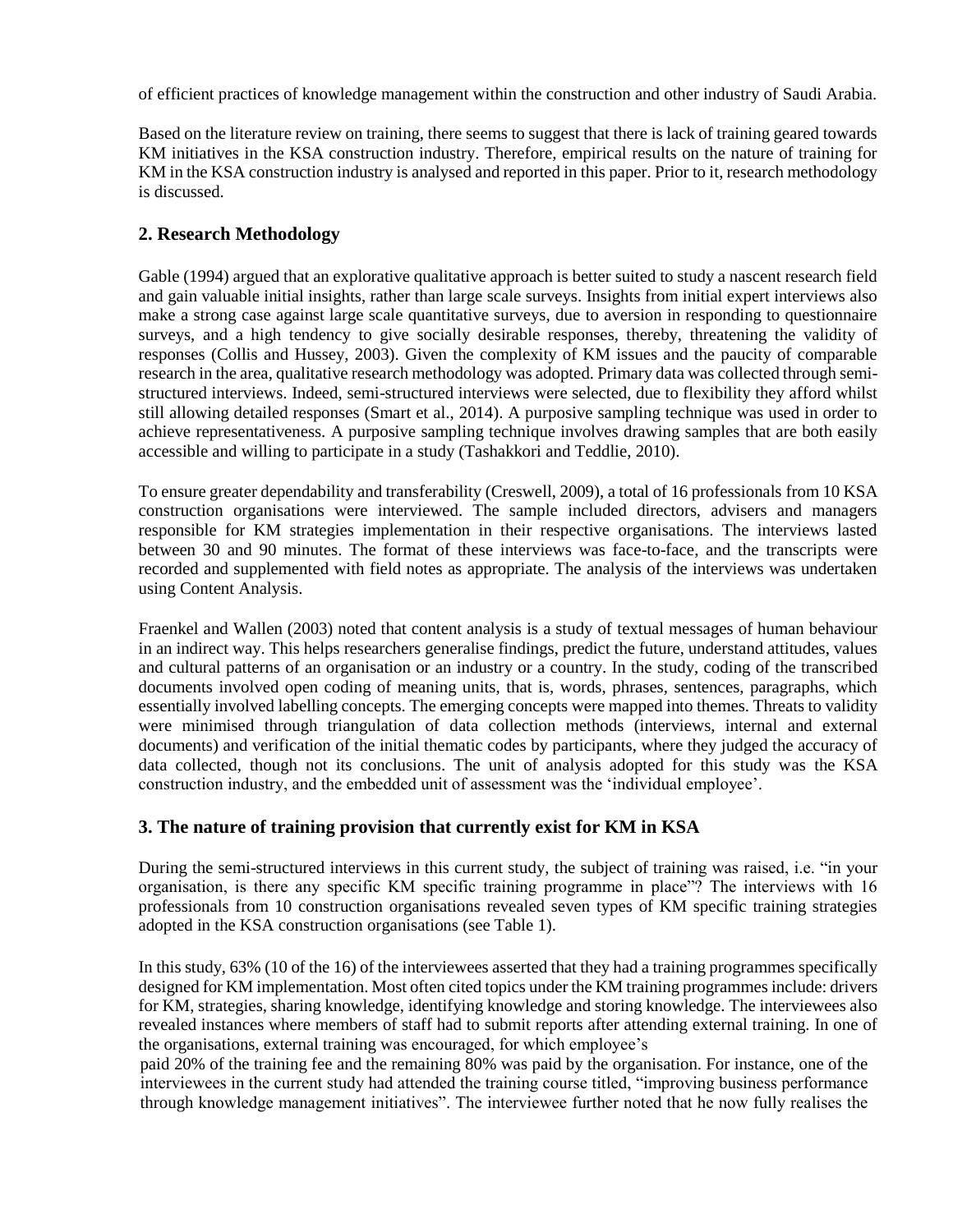of efficient practices of knowledge management within the construction and other industry of Saudi Arabia.

Based on the literature review on training, there seems to suggest that there is lack of training geared towards KM initiatives in the KSA construction industry. Therefore, empirical results on the nature of training for KM in the KSA construction industry is analysed and reported in this paper. Prior to it, research methodology is discussed.

## 2. Research Methodology

Gable (1994) argued that an explorative qualitative approach is better suited to study a nascent research field and gain valuable initial insights, rather than large scale surveys. Insights from initial expert interviews also make a strong case against large scale quantitative surveys, due to aversion in responding to questionnaire surveys, and a high tendency to give socially desirable responses, thereby, threatening the validity of responses (Collis and Hussey, 2003). Given the complexity of KM issues and the paucity of comparable research in the area, qualitative research methodology was adopted. Primary data was collected through semi-structured interviews. Indeed, semi-structured interviews were selected, due to flexibility they afford whilst still allowing detailed responses (Smart et al., 2014). A purposive sampling technique was used in order to achieve representativeness. A purposive sampling technique involves drawing samples that are both easily accessible and willing to participate in a study (Tashakkori and Teddlie, 2010).

To ensure greater dependability and transferability (Creswell, 2009), a total of 16 professionals from 10 KSA construction organisations were interviewed. The sample included directors, advisers and managers responsible for KM strategies implementation in their respective organisations. The interviews lasted between 30 and 90 minutes. The format of these interviews was face-to-face, and the transcripts were recorded and supplemented with field notes as appropriate. The analysis of the interviews was undertaken using Content Analysis.

Fraenkel and Wallen (2003) noted that content analysis is a study of textual messages of human behaviour in an indirect way. This helps researchers generalise findings, predict the future, understand attitudes, values and cultural patterns of an organisation or an industry or a country. In the study, coding of the transcribed documents involved open coding of meaning units, that is, words, phrases, sentences, paragraphs, which essentially involved labelling concepts. The emerging concepts were mapped into themes. Threats to validity were minimised through triangulation of data collection methods (interviews, internal and external documents) and verification of the initial thematic codes by participants, where they judged the accuracy of data collected, though not its conclusions. The unit of analysis adopted for this study was the KSA construction industry, and the embedded unit of assessment was the 'individual employee'.

## 3. The nature of training provision that currently exist for KM in KSA

During the semi-structured interviews in this current study, the subject of training was raised, i.e. "in your organisation, is there any specific KM specific training programme in place"? The interviews with 16 professionals from 10 construction organisations revealed seven types of KM specific training strategies adopted in the KSA construction organisations (see Table 1).

In this study, 63% (10 of the 16) of the interviewees asserted that they had a training programmes specifically designed for KM implementation. Most often cited topics under the KM training programmes include: drivers for KM, strategies, sharing knowledge, identifying knowledge and storing knowledge. The interviewees also revealed instances where members of staff had to submit reports after attending external training. In one of the organisations, external training was encouraged, for which employee's paid 20% of the training fee and the remaining 80% was paid by the organisation. For instance, one of the interviewees in the current study had attended the training course titled, "improving business performance through knowledge management initiatives". The interviewee further noted that he now fully realises the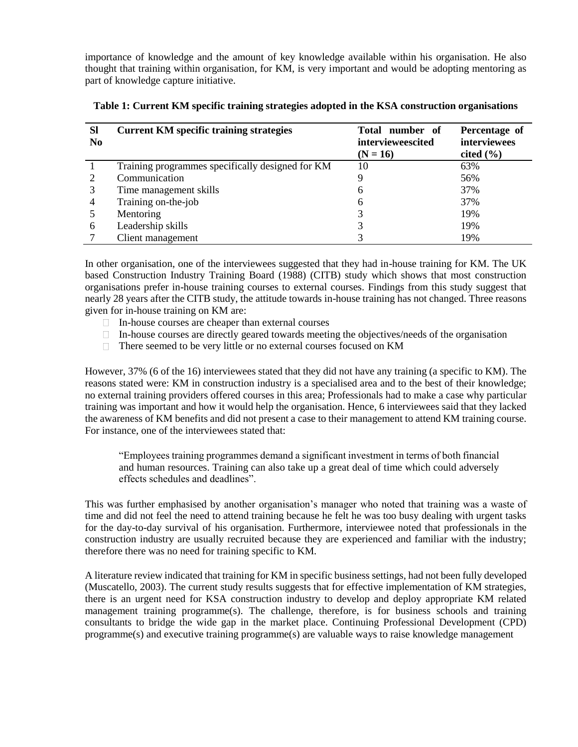importance of knowledge and the amount of key knowledge available within his organisation. He also thought that training within organisation, for KM, is very important and would be adopting mentoring as part of knowledge capture initiative.

**Table 1: Current KM specific training strategies adopted in the KSA construction organisations**

| Sl No | Current KM specific training strategies | Total number of intervieweescited (N = 16) | Percentage of interviewees cited (%) |
|---|---|---|---|
| 1 | Training programmes specifically designed for KM | 10 | 63% |
| 2 | Communication | 9 | 56% |
| 3 | Time management skills | 6 | 37% |
| 4 | Training on-the-job | 6 | 37% |
| 5 | Mentoring | 3 | 19% |
| 6 | Leadership skills | 3 | 19% |
| 7 | Client management | 3 | 19% |

In other organisation, one of the interviewees suggested that they had in-house training for KM. The UK based Construction Industry Training Board (1988) (CITB) study which shows that most construction organisations prefer in-house training courses to external courses. Findings from this study suggest that nearly 28 years after the CITB study, the attitude towards in-house training has not changed. Three reasons given for in-house training on KM are:

- In-house courses are cheaper than external courses
- In-house courses are directly geared towards meeting the objectives/needs of the organisation
- There seemed to be very little or no external courses focused on KM

However, 37% (6 of the 16) interviewees stated that they did not have any training (a specific to KM). The reasons stated were: KM in construction industry is a specialised area and to the best of their knowledge; no external training providers offered courses in this area; Professionals had to make a case why particular training was important and how it would help the organisation. Hence, 6 interviewees said that they lacked the awareness of KM benefits and did not present a case to their management to attend KM training course. For instance, one of the interviewees stated that:

> "Employees training programmes demand a significant investment in terms of both financial and human resources. Training can also take up a great deal of time which could adversely effects schedules and deadlines".

This was further emphasised by another organisation's manager who noted that training was a waste of time and did not feel the need to attend training because he felt he was too busy dealing with urgent tasks for the day-to-day survival of his organisation. Furthermore, interviewee noted that professionals in the construction industry are usually recruited because they are experienced and familiar with the industry; therefore there was no need for training specific to KM.

A literature review indicated that training for KM in specific business settings, had not been fully developed (Muscatello, 2003). The current study results suggests that for effective implementation of KM strategies, there is an urgent need for KSA construction industry to develop and deploy appropriate KM related management training programme(s). The challenge, therefore, is for business schools and training consultants to bridge the wide gap in the market place. Continuing Professional Development (CPD) programme(s) and executive training programme(s) are valuable ways to raise knowledge management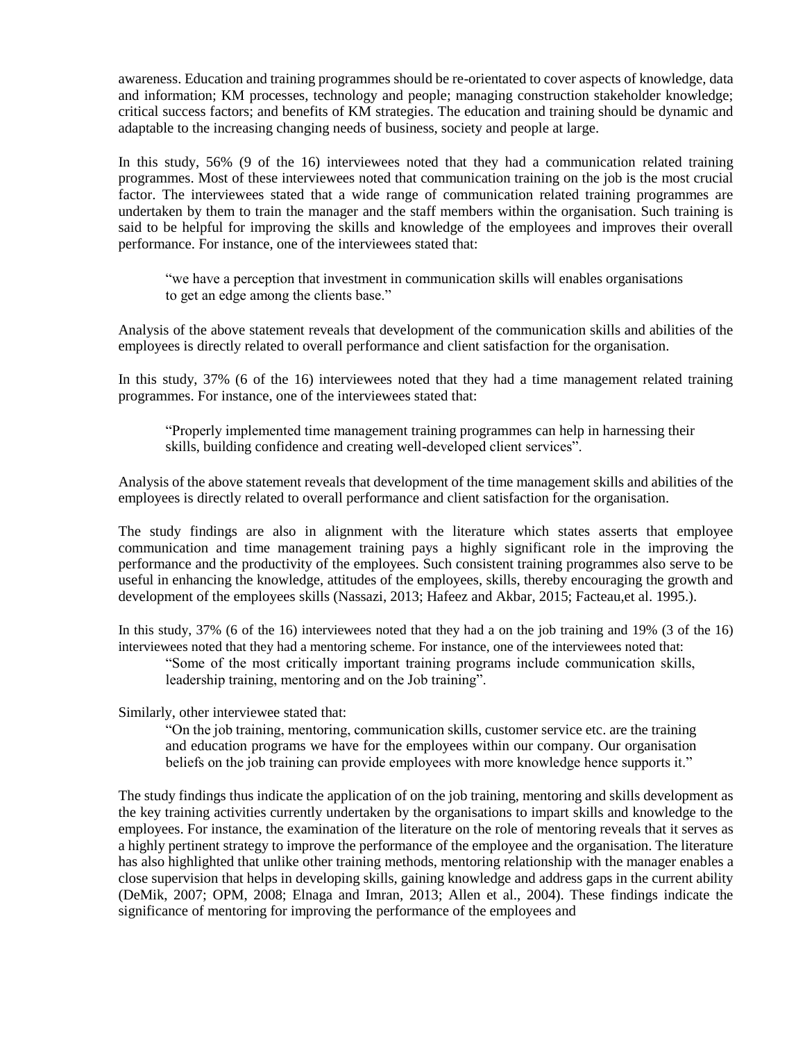awareness. Education and training programmes should be re-orientated to cover aspects of knowledge, data and information; KM processes, technology and people; managing construction stakeholder knowledge; critical success factors; and benefits of KM strategies. The education and training should be dynamic and adaptable to the increasing changing needs of business, society and people at large.

In this study, 56% (9 of the 16) interviewees noted that they had a communication related training programmes. Most of these interviewees noted that communication training on the job is the most crucial factor. The interviewees stated that a wide range of communication related training programmes are undertaken by them to train the manager and the staff members within the organisation. Such training is said to be helpful for improving the skills and knowledge of the employees and improves their overall performance. For instance, one of the interviewees stated that:

> "we have a perception that investment in communication skills will enables organisations to get an edge among the clients base."

Analysis of the above statement reveals that development of the communication skills and abilities of the employees is directly related to overall performance and client satisfaction for the organisation.

In this study, 37% (6 of the 16) interviewees noted that they had a time management related training programmes. For instance, one of the interviewees stated that:

> "Properly implemented time management training programmes can help in harnessing their skills, building confidence and creating well-developed client services".

Analysis of the above statement reveals that development of the time management skills and abilities of the employees is directly related to overall performance and client satisfaction for the organisation.

The study findings are also in alignment with the literature which states asserts that employee communication and time management training pays a highly significant role in the improving the performance and the productivity of the employees. Such consistent training programmes also serve to be useful in enhancing the knowledge, attitudes of the employees, skills, thereby encouraging the growth and development of the employees skills (Nassazi, 2013; Hafeez and Akbar, 2015; Facteau,et al. 1995.).

In this study, 37% (6 of the 16) interviewees noted that they had a on the job training and 19% (3 of the 16) interviewees noted that they had a mentoring scheme. For instance, one of the interviewees noted that:

> "Some of the most critically important training programs include communication skills, leadership training, mentoring and on the Job training".

Similarly, other interviewee stated that:

> "On the job training, mentoring, communication skills, customer service etc. are the training and education programs we have for the employees within our company. Our organisation beliefs on the job training can provide employees with more knowledge hence supports it."

The study findings thus indicate the application of on the job training, mentoring and skills development as the key training activities currently undertaken by the organisations to impart skills and knowledge to the employees. For instance, the examination of the literature on the role of mentoring reveals that it serves as a highly pertinent strategy to improve the performance of the employee and the organisation. The literature has also highlighted that unlike other training methods, mentoring relationship with the manager enables a close supervision that helps in developing skills, gaining knowledge and address gaps in the current ability (DeMik, 2007; OPM, 2008; Elnaga and Imran, 2013; Allen et al., 2004). These findings indicate the significance of mentoring for improving the performance of the employees and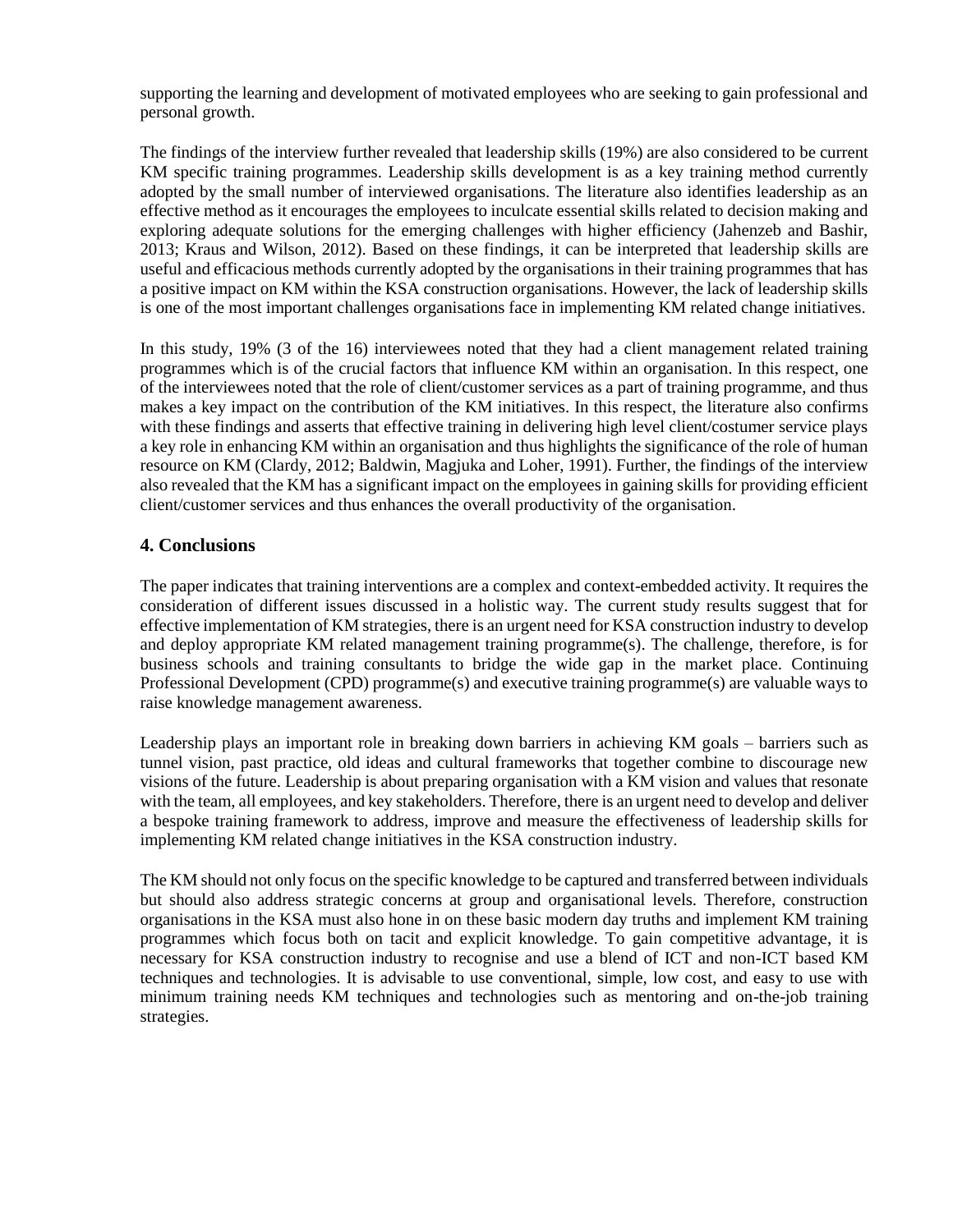supporting the learning and development of motivated employees who are seeking to gain professional and personal growth.

The findings of the interview further revealed that leadership skills (19%) are also considered to be current KM specific training programmes. Leadership skills development is as a key training method currently adopted by the small number of interviewed organisations. The literature also identifies leadership as an effective method as it encourages the employees to inculcate essential skills related to decision making and exploring adequate solutions for the emerging challenges with higher efficiency (Jahenzeb and Bashir, 2013; Kraus and Wilson, 2012). Based on these findings, it can be interpreted that leadership skills are useful and efficacious methods currently adopted by the organisations in their training programmes that has a positive impact on KM within the KSA construction organisations. However, the lack of leadership skills is one of the most important challenges organisations face in implementing KM related change initiatives.

In this study, 19% (3 of the 16) interviewees noted that they had a client management related training programmes which is of the crucial factors that influence KM within an organisation. In this respect, one of the interviewees noted that the role of client/customer services as a part of training programme, and thus makes a key impact on the contribution of the KM initiatives. In this respect, the literature also confirms with these findings and asserts that effective training in delivering high level client/costumer service plays a key role in enhancing KM within an organisation and thus highlights the significance of the role of human resource on KM (Clardy, 2012; Baldwin, Magjuka and Loher, 1991). Further, the findings of the interview also revealed that the KM has a significant impact on the employees in gaining skills for providing efficient client/customer services and thus enhances the overall productivity of the organisation.

## 4. Conclusions

The paper indicates that training interventions are a complex and context-embedded activity. It requires the consideration of different issues discussed in a holistic way. The current study results suggest that for effective implementation of KM strategies, there is an urgent need for KSA construction industry to develop and deploy appropriate KM related management training programme(s). The challenge, therefore, is for business schools and training consultants to bridge the wide gap in the market place. Continuing Professional Development (CPD) programme(s) and executive training programme(s) are valuable ways to raise knowledge management awareness.

Leadership plays an important role in breaking down barriers in achieving KM goals – barriers such as tunnel vision, past practice, old ideas and cultural frameworks that together combine to discourage new visions of the future. Leadership is about preparing organisation with a KM vision and values that resonate with the team, all employees, and key stakeholders. Therefore, there is an urgent need to develop and deliver a bespoke training framework to address, improve and measure the effectiveness of leadership skills for implementing KM related change initiatives in the KSA construction industry.

The KM should not only focus on the specific knowledge to be captured and transferred between individuals but should also address strategic concerns at group and organisational levels. Therefore, construction organisations in the KSA must also hone in on these basic modern day truths and implement KM training programmes which focus both on tacit and explicit knowledge. To gain competitive advantage, it is necessary for KSA construction industry to recognise and use a blend of ICT and non-ICT based KM techniques and technologies. It is advisable to use conventional, simple, low cost, and easy to use with minimum training needs KM techniques and technologies such as mentoring and on-the-job training strategies.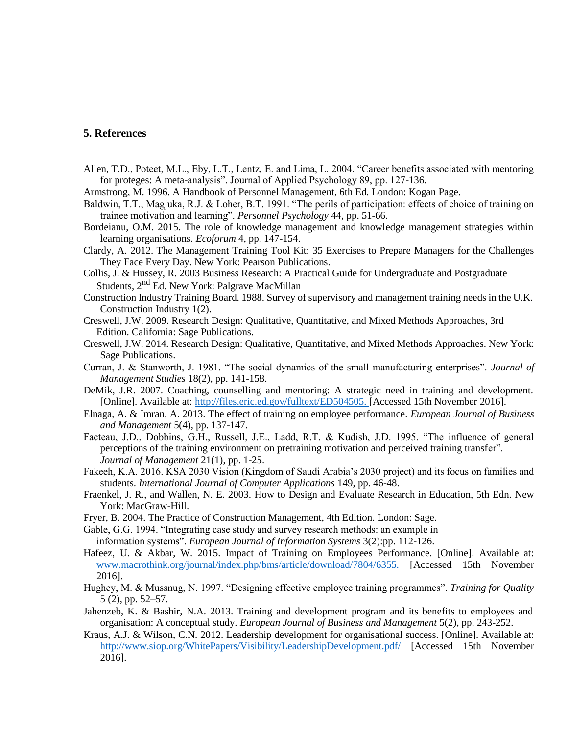## 5. References

Allen, T.D., Poteet, M.L., Eby, L.T., Lentz, E. and Lima, L. 2004. "Career benefits associated with mentoring for proteges: A meta-analysis". Journal of Applied Psychology 89, pp. 127-136.

Armstrong, M. 1996. A Handbook of Personnel Management, 6th Ed. London: Kogan Page.

Baldwin, T.T., Magjuka, R.J. & Loher, B.T. 1991. "The perils of participation: effects of choice of training on trainee motivation and learning". *Personnel Psychology* 44, pp. 51-66.

Bordeianu, O.M. 2015. The role of knowledge management and knowledge management strategies within learning organisations. *Ecoforum* 4, pp. 147-154.

Clardy, A. 2012. The Management Training Tool Kit: 35 Exercises to Prepare Managers for the Challenges They Face Every Day. New York: Pearson Publications.

Collis, J. & Hussey, R. 2003 Business Research: A Practical Guide for Undergraduate and Postgraduate Students, 2nd Ed. New York: Palgrave MacMillan

Construction Industry Training Board. 1988. Survey of supervisory and management training needs in the U.K. Construction Industry 1(2).

Creswell, J.W. 2009. Research Design: Qualitative, Quantitative, and Mixed Methods Approaches, 3rd Edition. California: Sage Publications.

Creswell, J.W. 2014. Research Design: Qualitative, Quantitative, and Mixed Methods Approaches. New York: Sage Publications.

Curran, J. & Stanworth, J. 1981. "The social dynamics of the small manufacturing enterprises". *Journal of Management Studies* 18(2), pp. 141-158.

DeMik, J.R. 2007. Coaching, counselling and mentoring: A strategic need in training and development. [Online]. Available at: http://files.eric.ed.gov/fulltext/ED504505. [Accessed 15th November 2016].

Elnaga, A. & Imran, A. 2013. The effect of training on employee performance. *European Journal of Business and Management* 5(4), pp. 137-147.

Facteau, J.D., Dobbins, G.H., Russell, J.E., Ladd, R.T. & Kudish, J.D. 1995. "The influence of general perceptions of the training environment on pretraining motivation and perceived training transfer". *Journal of Management* 21(1), pp. 1-25.

Fakeeh, K.A. 2016. KSA 2030 Vision (Kingdom of Saudi Arabia's 2030 project) and its focus on families and students. *International Journal of Computer Applications* 149, pp. 46-48.

Fraenkel, J. R., and Wallen, N. E. 2003. How to Design and Evaluate Research in Education, 5th Edn. New York: MacGraw-Hill.

Fryer, B. 2004. The Practice of Construction Management, 4th Edition. London: Sage.

Gable, G.G. 1994. "Integrating case study and survey research methods: an example in information systems". *European Journal of Information Systems* 3(2):pp. 112-126.

Hafeez, U. & Akbar, W. 2015. Impact of Training on Employees Performance. [Online]. Available at: www.macrothink.org/journal/index.php/bms/article/download/7804/6355. [Accessed 15th November 2016].

Hughey, M. & Mussnug, N. 1997. "Designing effective employee training programmes". *Training for Quality* 5 (2), pp. 52–57.

Jahenzeb, K. & Bashir, N.A. 2013. Training and development program and its benefits to employees and organisation: A conceptual study. *European Journal of Business and Management* 5(2), pp. 243-252.

Kraus, A.J. & Wilson, C.N. 2012. Leadership development for organisational success. [Online]. Available at: http://www.siop.org/WhitePapers/Visibility/LeadershipDevelopment.pdf/ [Accessed 15th November 2016].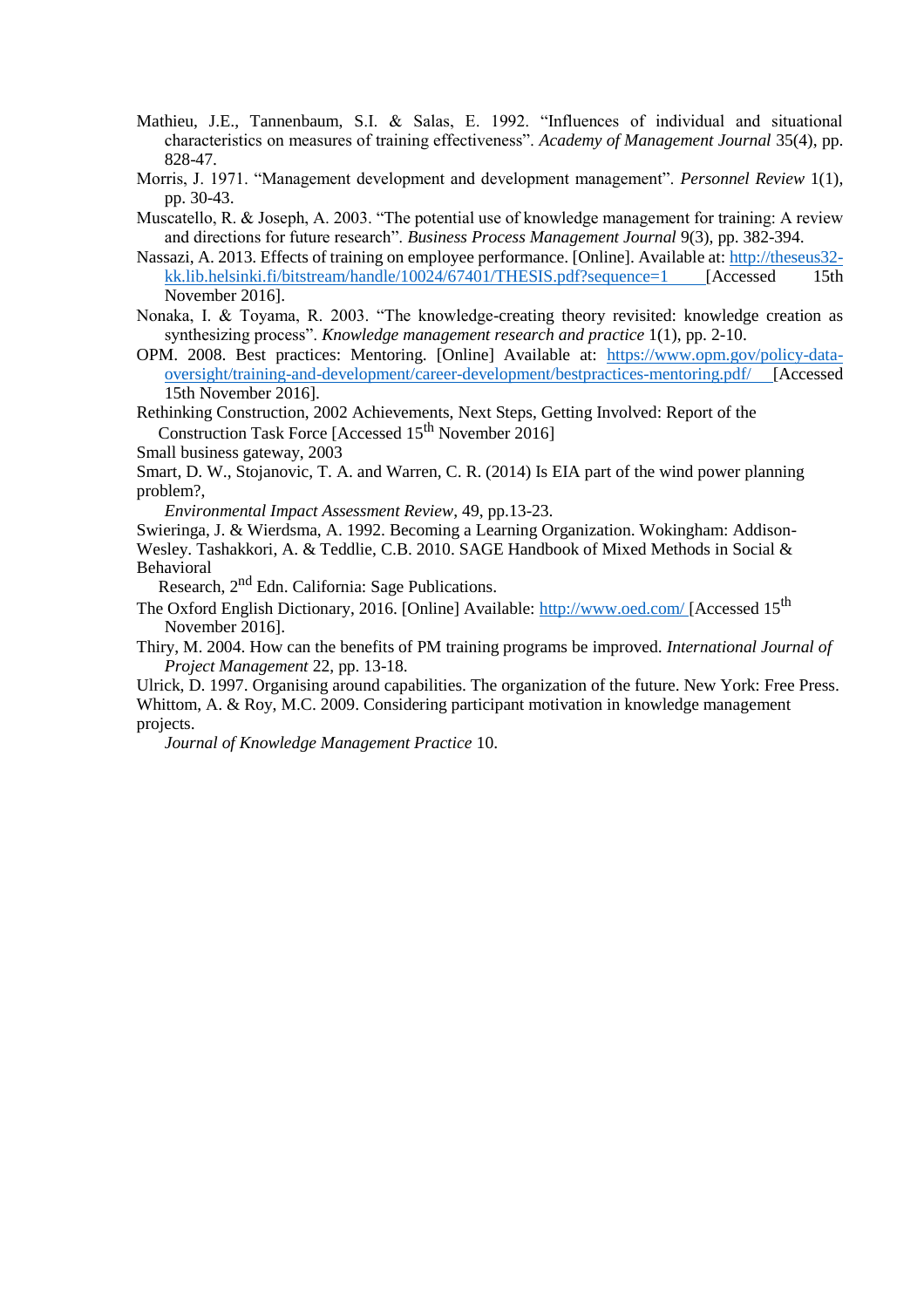Mathieu, J.E., Tannenbaum, S.I. & Salas, E. 1992. “Influences of individual and situational characteristics on measures of training effectiveness”. *Academy of Management Journal* 35(4), pp. 828-47.

Morris, J. 1971. “Management development and development management”. *Personnel Review* 1(1), pp. 30-43.

Muscatello, R. & Joseph, A. 2003. “The potential use of knowledge management for training: A review and directions for future research”. *Business Process Management Journal* 9(3), pp. 382-394.

Nassazi, A. 2013. Effects of training on employee performance. [Online]. Available at: http://theseus32-kk.lib.helsinki.fi/bitstream/handle/10024/67401/THESIS.pdf?sequence=1 [Accessed 15th November 2016].

Nonaka, I. & Toyama, R. 2003. “The knowledge-creating theory revisited: knowledge creation as synthesizing process”. *Knowledge management research and practice* 1(1), pp. 2-10.

OPM. 2008. Best practices: Mentoring. [Online] Available at: https://www.opm.gov/policy-data-oversight/training-and-development/career-development/bestpractices-mentoring.pdf/ [Accessed 15th November 2016].

Rethinking Construction, 2002 Achievements, Next Steps, Getting Involved: Report of the Construction Task Force [Accessed 15th November 2016]

Small business gateway, 2003

Smart, D. W., Stojanovic, T. A. and Warren, C. R. (2014) Is EIA part of the wind power planning problem?, *Environmental Impact Assessment Review*, 49, pp.13-23.

Swieringa, J. & Wierdsma, A. 1992. Becoming a Learning Organization. Wokingham: Addison-Wesley. Tashakkori, A. & Teddlie, C.B. 2010. SAGE Handbook of Mixed Methods in Social & Behavioral Research, 2nd Edn. California: Sage Publications.

The Oxford English Dictionary, 2016. [Online] Available: http://www.oed.com/ [Accessed 15th November 2016].

Thiry, M. 2004. How can the benefits of PM training programs be improved. *International Journal of Project Management* 22, pp. 13-18.

Ulrick, D. 1997. Organising around capabilities. The organization of the future. New York: Free Press.

Whittom, A. & Roy, M.C. 2009. Considering participant motivation in knowledge management projects. *Journal of Knowledge Management Practice* 10.